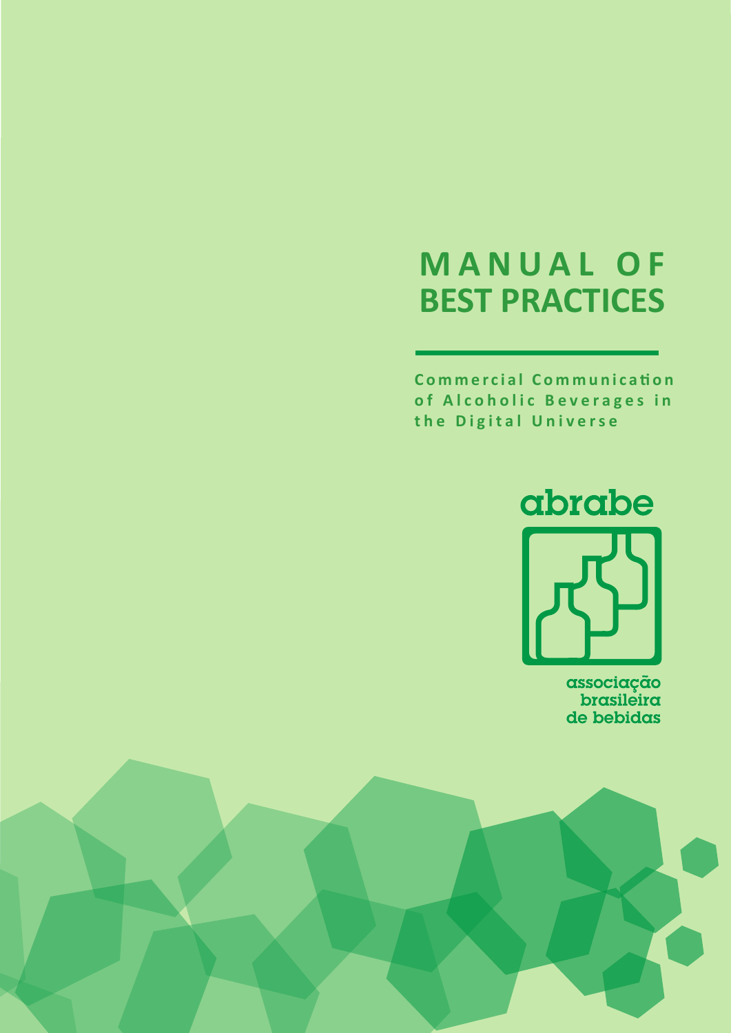# MANUAL OF BEST PRACTICES

**Commercial Communication of Alcoholic Beverages in the Digital Universe**

abrabe

associação brasileira de bebidas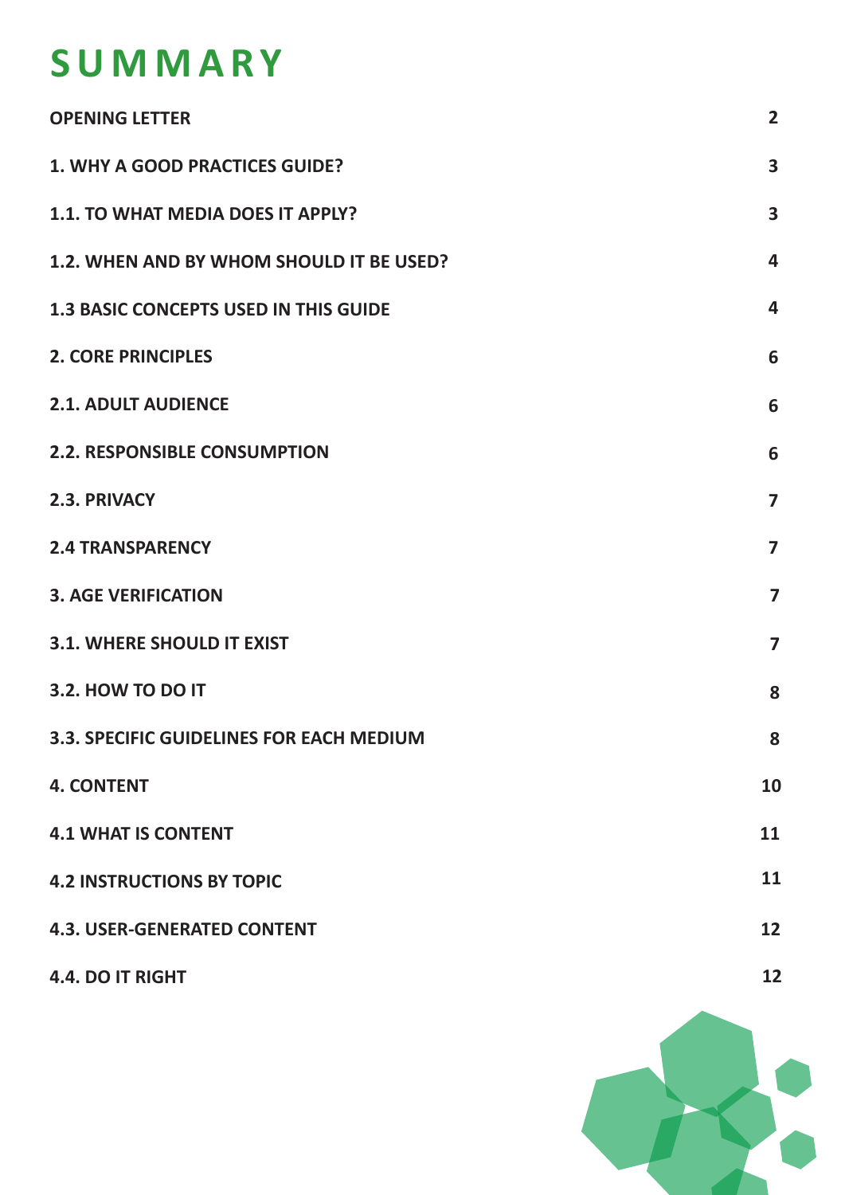# SUMMARY

| | |
|---|---|
| **OPENING LETTER** | **2** |
| **1. WHY A GOOD PRACTICES GUIDE?** | **3** |
| **1.1. TO WHAT MEDIA DOES IT APPLY?** | **3** |
| **1.2. WHEN AND BY WHOM SHOULD IT BE USED?** | **4** |
| **1.3 BASIC CONCEPTS USED IN THIS GUIDE** | **4** |
| **2. CORE PRINCIPLES** | **6** |
| **2.1. ADULT AUDIENCE** | **6** |
| **2.2. RESPONSIBLE CONSUMPTION** | **6** |
| **2.3. PRIVACY** | **7** |
| **2.4 TRANSPARENCY** | **7** |
| **3. AGE VERIFICATION** | **7** |
| **3.1. WHERE SHOULD IT EXIST** | **7** |
| **3.2. HOW TO DO IT** | **8** |
| **3.3. SPECIFIC GUIDELINES FOR EACH MEDIUM** | **8** |
| **4. CONTENT** | **10** |
| **4.1 WHAT IS CONTENT** | **11** |
| **4.2 INSTRUCTIONS BY TOPIC** | **11** |
| **4.3. USER-GENERATED CONTENT** | **12** |
| **4.4. DO IT RIGHT** | **12** |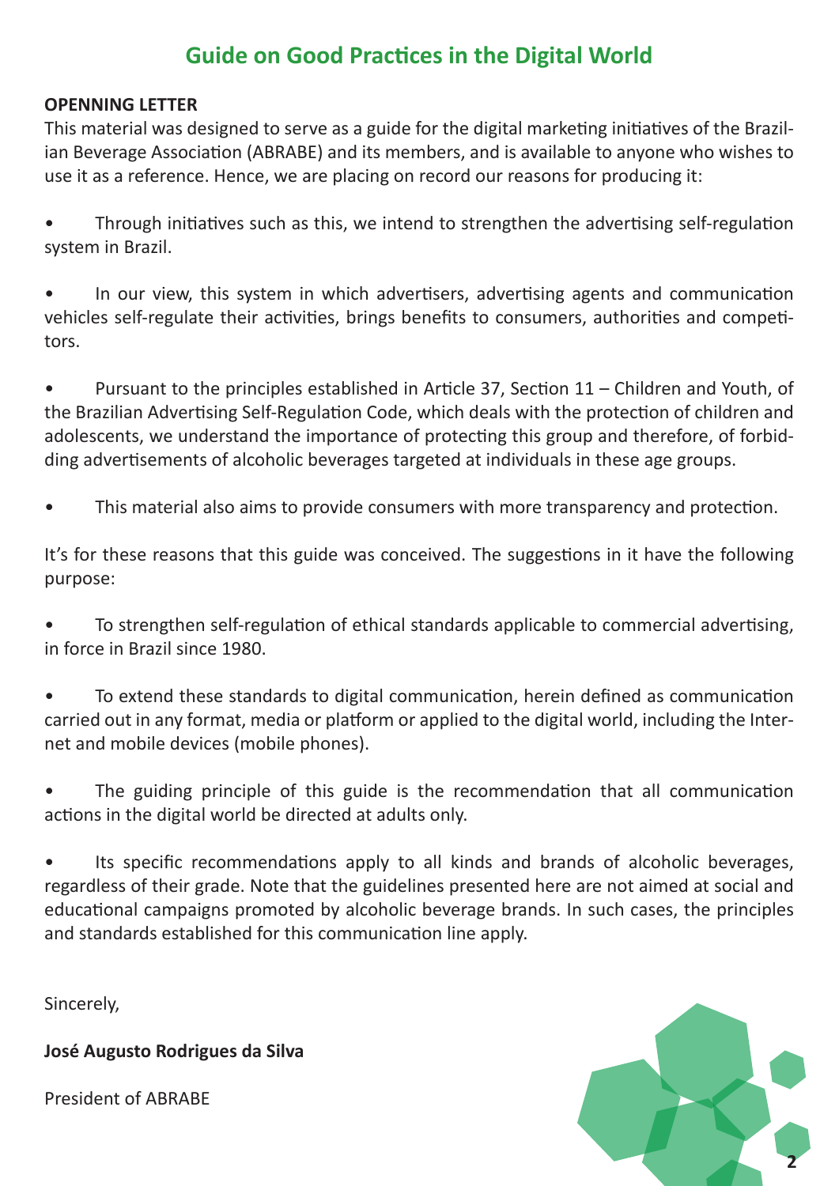# Guide on Good Practices in the Digital World

**OPENNING LETTER**

This material was designed to serve as a guide for the digital marketing initiatives of the Brazilian Beverage Association (ABRABE) and its members, and is available to anyone who wishes to use it as a reference. Hence, we are placing on record our reasons for producing it:

- Through initiatives such as this, we intend to strengthen the advertising self-regulation system in Brazil.
- In our view, this system in which advertisers, advertising agents and communication vehicles self-regulate their activities, brings benefits to consumers, authorities and competitors.
- Pursuant to the principles established in Article 37, Section 11 – Children and Youth, of the Brazilian Advertising Self-Regulation Code, which deals with the protection of children and adolescents, we understand the importance of protecting this group and therefore, of forbidding advertisements of alcoholic beverages targeted at individuals in these age groups.
- This material also aims to provide consumers with more transparency and protection.

It's for these reasons that this guide was conceived. The suggestions in it have the following purpose:

- To strengthen self-regulation of ethical standards applicable to commercial advertising, in force in Brazil since 1980.
- To extend these standards to digital communication, herein defined as communication carried out in any format, media or platform or applied to the digital world, including the Internet and mobile devices (mobile phones).
- The guiding principle of this guide is the recommendation that all communication actions in the digital world be directed at adults only.
- Its specific recommendations apply to all kinds and brands of alcoholic beverages, regardless of their grade. Note that the guidelines presented here are not aimed at social and educational campaigns promoted by alcoholic beverage brands. In such cases, the principles and standards established for this communication line apply.

Sincerely,

**José Augusto Rodrigues da Silva**

President of ABRABE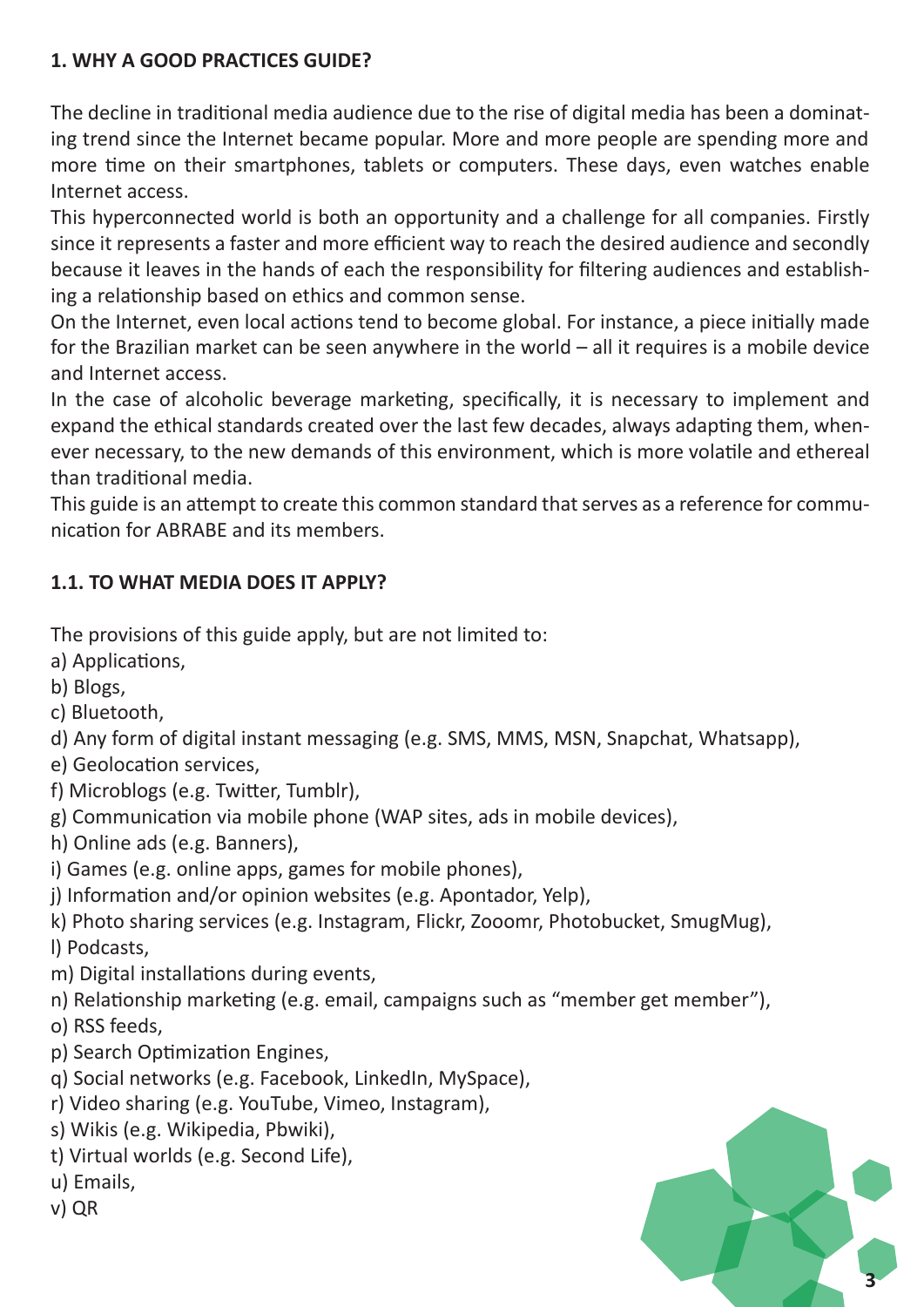## 1. WHY A GOOD PRACTICES GUIDE?

The decline in traditional media audience due to the rise of digital media has been a dominating trend since the Internet became popular. More and more people are spending more and more time on their smartphones, tablets or computers. These days, even watches enable Internet access.

This hyperconnected world is both an opportunity and a challenge for all companies. Firstly since it represents a faster and more efficient way to reach the desired audience and secondly because it leaves in the hands of each the responsibility for filtering audiences and establishing a relationship based on ethics and common sense.

On the Internet, even local actions tend to become global. For instance, a piece initially made for the Brazilian market can be seen anywhere in the world – all it requires is a mobile device and Internet access.

In the case of alcoholic beverage marketing, specifically, it is necessary to implement and expand the ethical standards created over the last few decades, always adapting them, whenever necessary, to the new demands of this environment, which is more volatile and ethereal than traditional media.

This guide is an attempt to create this common standard that serves as a reference for communication for ABRABE and its members.

### 1.1. TO WHAT MEDIA DOES IT APPLY?

The provisions of this guide apply, but are not limited to:

a) Applications,
b) Blogs,
c) Bluetooth,
d) Any form of digital instant messaging (e.g. SMS, MMS, MSN, Snapchat, Whatsapp),
e) Geolocation services,
f) Microblogs (e.g. Twitter, Tumblr),
g) Communication via mobile phone (WAP sites, ads in mobile devices),
h) Online ads (e.g. Banners),
i) Games (e.g. online apps, games for mobile phones),
j) Information and/or opinion websites (e.g. Apontador, Yelp),
k) Photo sharing services (e.g. Instagram, Flickr, Zooomr, Photobucket, SmugMug),
l) Podcasts,
m) Digital installations during events,
n) Relationship marketing (e.g. email, campaigns such as "member get member"),
o) RSS feeds,
p) Search Optimization Engines,
q) Social networks (e.g. Facebook, LinkedIn, MySpace),
r) Video sharing (e.g. YouTube, Vimeo, Instagram),
s) Wikis (e.g. Wikipedia, Pbwiki),
t) Virtual worlds (e.g. Second Life),
u) Emails,
v) QR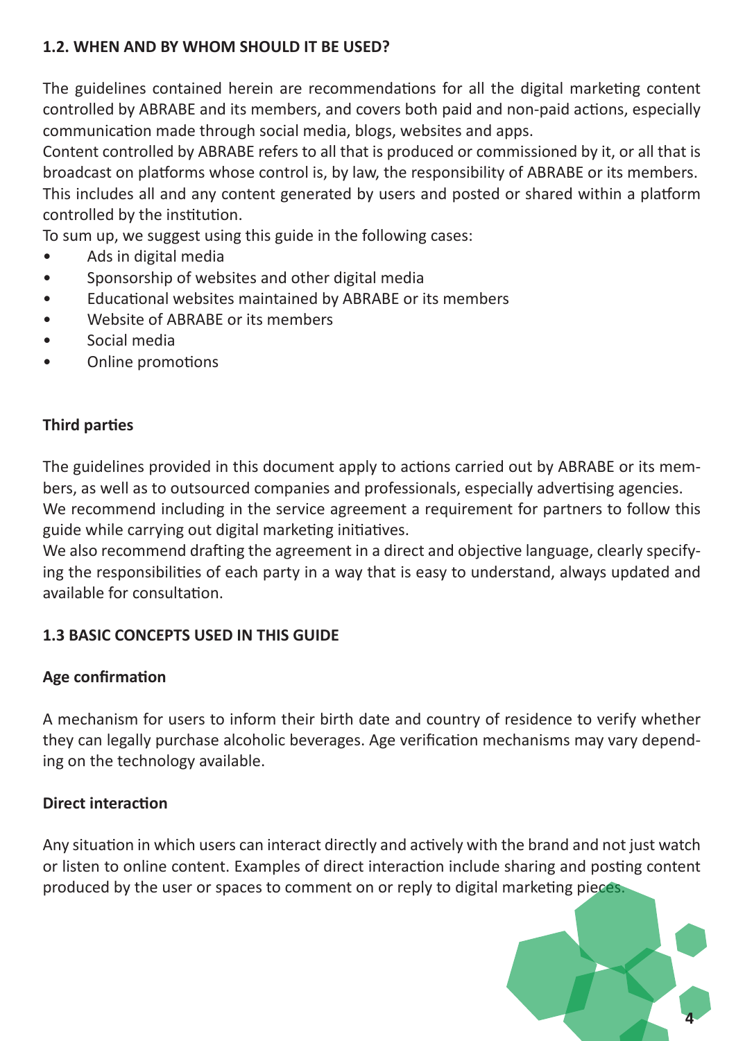### 1.2. WHEN AND BY WHOM SHOULD IT BE USED?

The guidelines contained herein are recommendations for all the digital marketing content controlled by ABRABE and its members, and covers both paid and non-paid actions, especially communication made through social media, blogs, websites and apps.
Content controlled by ABRABE refers to all that is produced or commissioned by it, or all that is broadcast on platforms whose control is, by law, the responsibility of ABRABE or its members. This includes all and any content generated by users and posted or shared within a platform controlled by the institution.
To sum up, we suggest using this guide in the following cases:

- Ads in digital media
- Sponsorship of websites and other digital media
- Educational websites maintained by ABRABE or its members
- Website of ABRABE or its members
- Social media
- Online promotions

**Third parties**

The guidelines provided in this document apply to actions carried out by ABRABE or its members, as well as to outsourced companies and professionals, especially advertising agencies.
We recommend including in the service agreement a requirement for partners to follow this guide while carrying out digital marketing initiatives.
We also recommend drafting the agreement in a direct and objective language, clearly specifying the responsibilities of each party in a way that is easy to understand, always updated and available for consultation.

### 1.3 BASIC CONCEPTS USED IN THIS GUIDE

**Age confirmation**

A mechanism for users to inform their birth date and country of residence to verify whether they can legally purchase alcoholic beverages. Age verification mechanisms may vary depending on the technology available.

**Direct interaction**

Any situation in which users can interact directly and actively with the brand and not just watch or listen to online content. Examples of direct interaction include sharing and posting content produced by the user or spaces to comment on or reply to digital marketing pieces.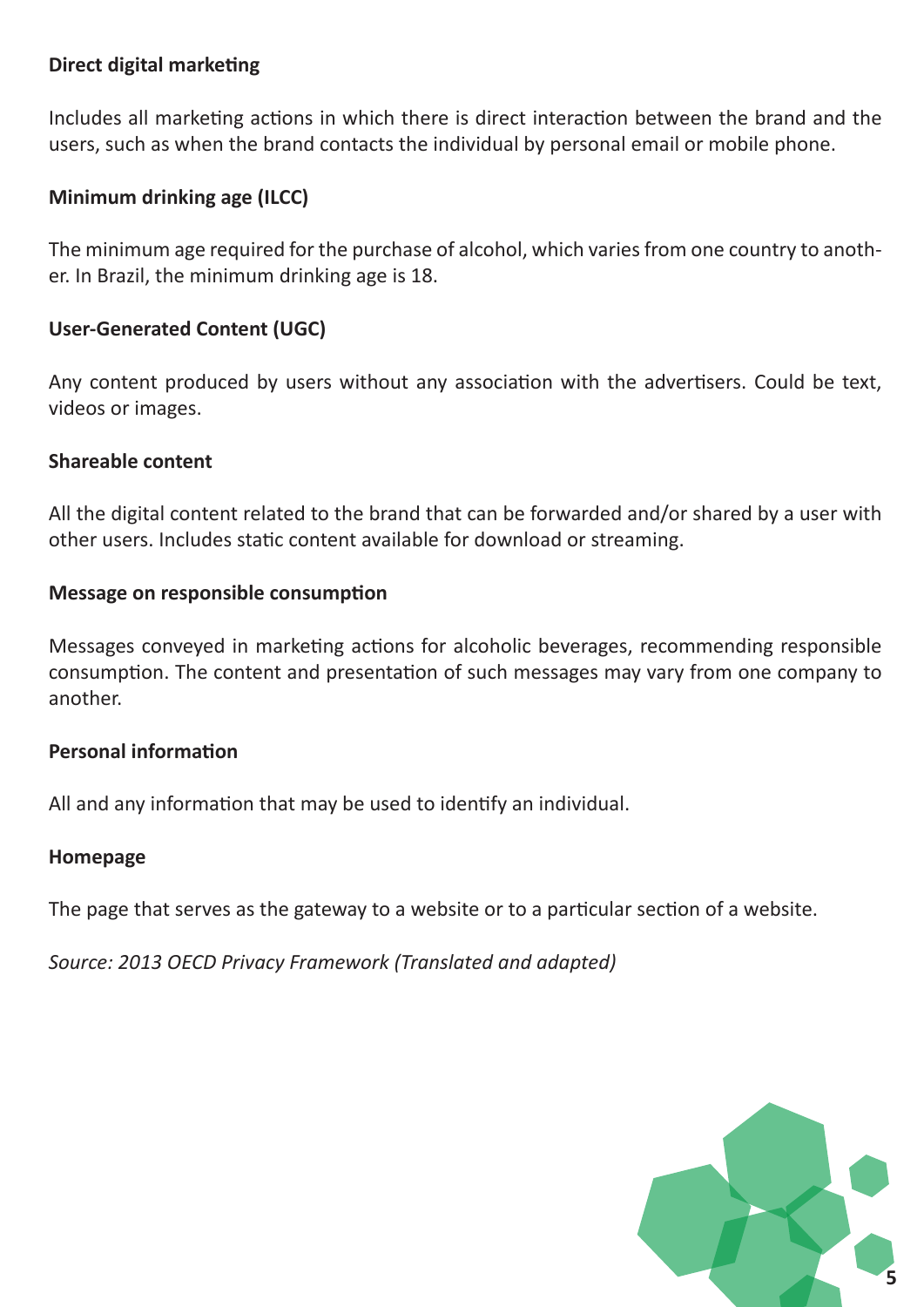**Direct digital marketing**

Includes all marketing actions in which there is direct interaction between the brand and the users, such as when the brand contacts the individual by personal email or mobile phone.

**Minimum drinking age (ILCC)**

The minimum age required for the purchase of alcohol, which varies from one country to another. In Brazil, the minimum drinking age is 18.

**User-Generated Content (UGC)**

Any content produced by users without any association with the advertisers. Could be text, videos or images.

**Shareable content**

All the digital content related to the brand that can be forwarded and/or shared by a user with other users. Includes static content available for download or streaming.

**Message on responsible consumption**

Messages conveyed in marketing actions for alcoholic beverages, recommending responsible consumption. The content and presentation of such messages may vary from one company to another.

**Personal information**

All and any information that may be used to identify an individual.

**Homepage**

The page that serves as the gateway to a website or to a particular section of a website.

*Source: 2013 OECD Privacy Framework (Translated and adapted)*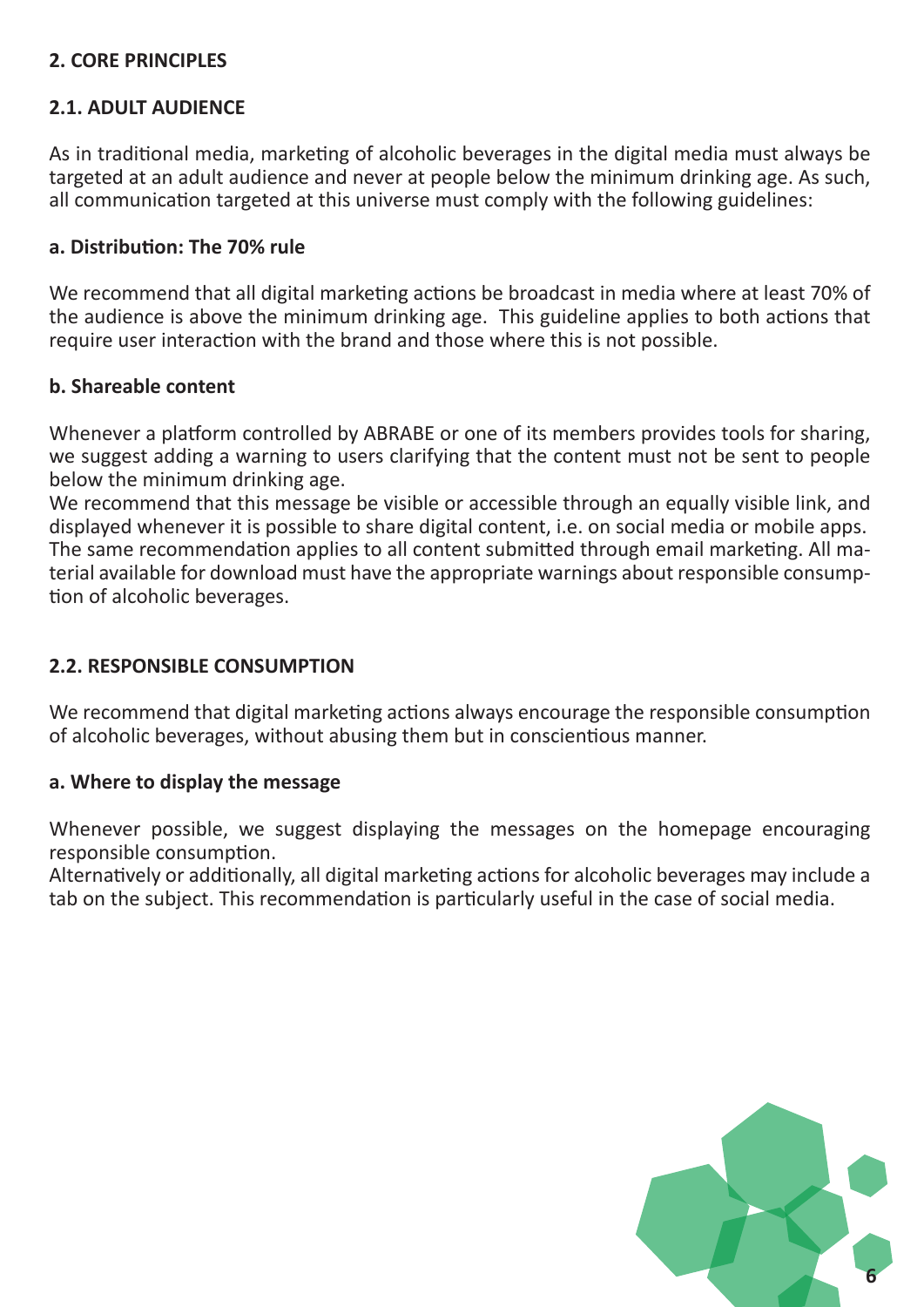## 2. CORE PRINCIPLES

### 2.1. ADULT AUDIENCE

As in traditional media, marketing of alcoholic beverages in the digital media must always be targeted at an adult audience and never at people below the minimum drinking age. As such, all communication targeted at this universe must comply with the following guidelines:

#### a. Distribution: The 70% rule

We recommend that all digital marketing actions be broadcast in media where at least 70% of the audience is above the minimum drinking age. This guideline applies to both actions that require user interaction with the brand and those where this is not possible.

#### b. Shareable content

Whenever a platform controlled by ABRABE or one of its members provides tools for sharing, we suggest adding a warning to users clarifying that the content must not be sent to people below the minimum drinking age.

We recommend that this message be visible or accessible through an equally visible link, and displayed whenever it is possible to share digital content, i.e. on social media or mobile apps. The same recommendation applies to all content submitted through email marketing. All material available for download must have the appropriate warnings about responsible consumption of alcoholic beverages.

### 2.2. RESPONSIBLE CONSUMPTION

We recommend that digital marketing actions always encourage the responsible consumption of alcoholic beverages, without abusing them but in conscientious manner.

#### a. Where to display the message

Whenever possible, we suggest displaying the messages on the homepage encouraging responsible consumption.

Alternatively or additionally, all digital marketing actions for alcoholic beverages may include a tab on the subject. This recommendation is particularly useful in the case of social media.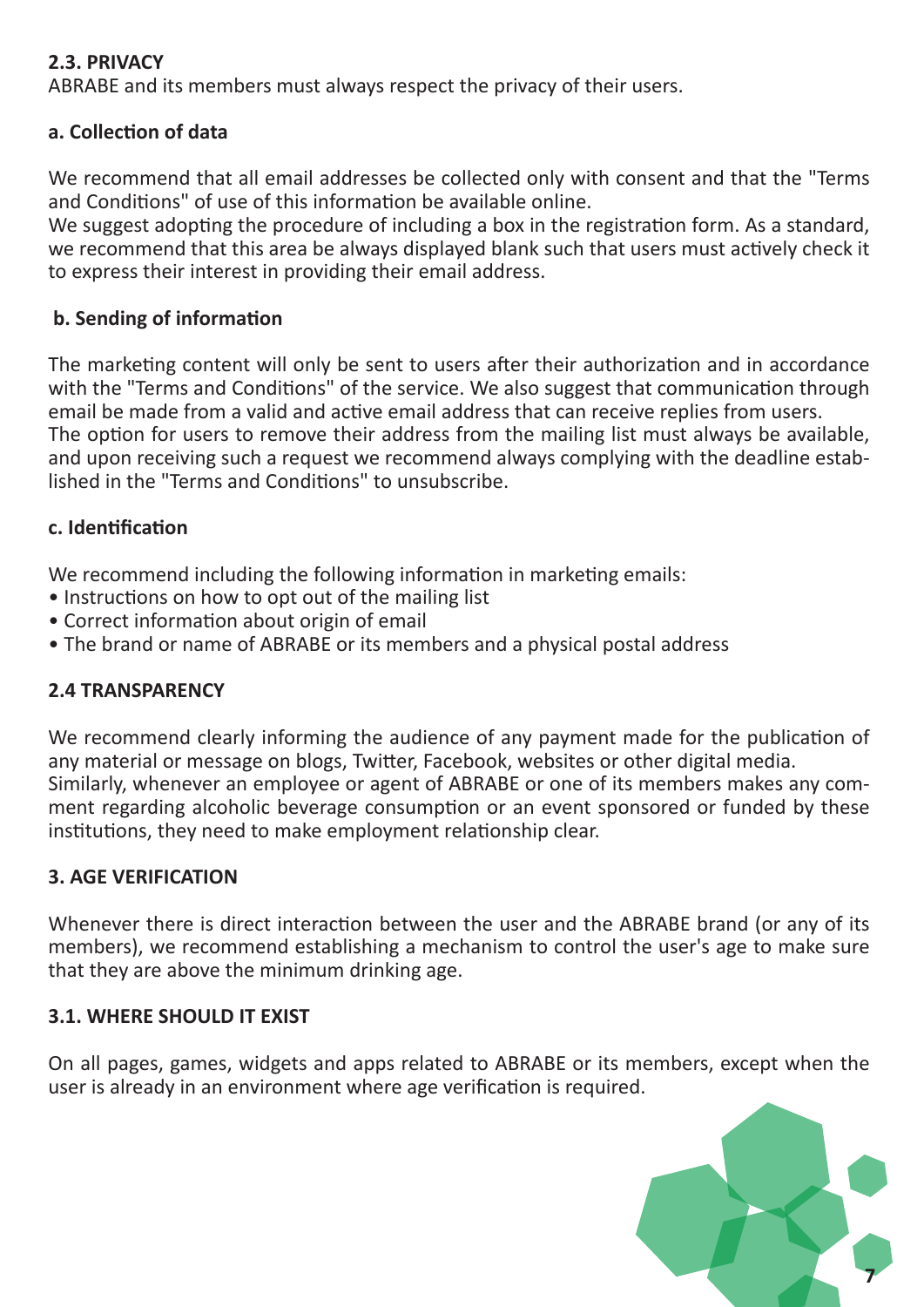### 2.3. PRIVACY

ABRABE and its members must always respect the privacy of their users.

#### a. Collection of data

We recommend that all email addresses be collected only with consent and that the "Terms and Conditions" of use of this information be available online.
We suggest adopting the procedure of including a box in the registration form. As a standard, we recommend that this area be always displayed blank such that users must actively check it to express their interest in providing their email address.

#### b. Sending of information

The marketing content will only be sent to users after their authorization and in accordance with the "Terms and Conditions" of the service. We also suggest that communication through email be made from a valid and active email address that can receive replies from users.
The option for users to remove their address from the mailing list must always be available, and upon receiving such a request we recommend always complying with the deadline established in the "Terms and Conditions" to unsubscribe.

#### c. Identification

We recommend including the following information in marketing emails:

- Instructions on how to opt out of the mailing list
- Correct information about origin of email
- The brand or name of ABRABE or its members and a physical postal address

### 2.4 TRANSPARENCY

We recommend clearly informing the audience of any payment made for the publication of any material or message on blogs, Twitter, Facebook, websites or other digital media.
Similarly, whenever an employee or agent of ABRABE or one of its members makes any comment regarding alcoholic beverage consumption or an event sponsored or funded by these institutions, they need to make employment relationship clear.

## 3. AGE VERIFICATION

Whenever there is direct interaction between the user and the ABRABE brand (or any of its members), we recommend establishing a mechanism to control the user's age to make sure that they are above the minimum drinking age.

### 3.1. WHERE SHOULD IT EXIST

On all pages, games, widgets and apps related to ABRABE or its members, except when the user is already in an environment where age verification is required.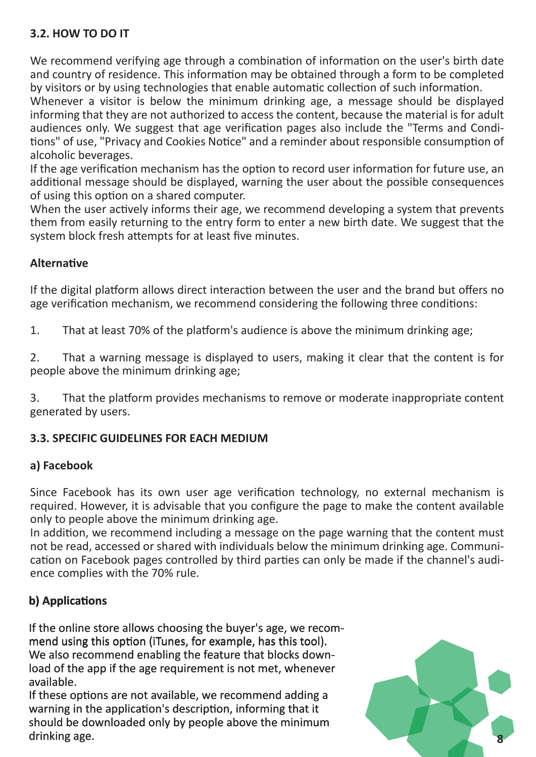### 3.2. HOW TO DO IT

We recommend verifying age through a combination of information on the user's birth date and country of residence. This information may be obtained through a form to be completed by visitors or by using technologies that enable automatic collection of such information.
Whenever a visitor is below the minimum drinking age, a message should be displayed informing that they are not authorized to access the content, because the material is for adult audiences only. We suggest that age verification pages also include the "Terms and Conditions" of use, "Privacy and Cookies Notice" and a reminder about responsible consumption of alcoholic beverages.
If the age verification mechanism has the option to record user information for future use, an additional message should be displayed, warning the user about the possible consequences of using this option on a shared computer.
When the user actively informs their age, we recommend developing a system that prevents them from easily returning to the entry form to enter a new birth date. We suggest that the system block fresh attempts for at least five minutes.

#### Alternative

If the digital platform allows direct interaction between the user and the brand but offers no age verification mechanism, we recommend considering the following three conditions:

1. That at least 70% of the platform's audience is above the minimum drinking age;

2. That a warning message is displayed to users, making it clear that the content is for people above the minimum drinking age;

3. That the platform provides mechanisms to remove or moderate inappropriate content generated by users.

### 3.3. SPECIFIC GUIDELINES FOR EACH MEDIUM

#### a) Facebook

Since Facebook has its own user age verification technology, no external mechanism is required. However, it is advisable that you configure the page to make the content available only to people above the minimum drinking age.
In addition, we recommend including a message on the page warning that the content must not be read, accessed or shared with individuals below the minimum drinking age. Communication on Facebook pages controlled by third parties can only be made if the channel's audience complies with the 70% rule.

#### b) Applications

If the online store allows choosing the buyer's age, we recommend using this option (iTunes, for example, has this tool).
We also recommend enabling the feature that blocks download of the app if the age requirement is not met, whenever available.
If these options are not available, we recommend adding a warning in the application's description, informing that it should be downloaded only by people above the minimum drinking age.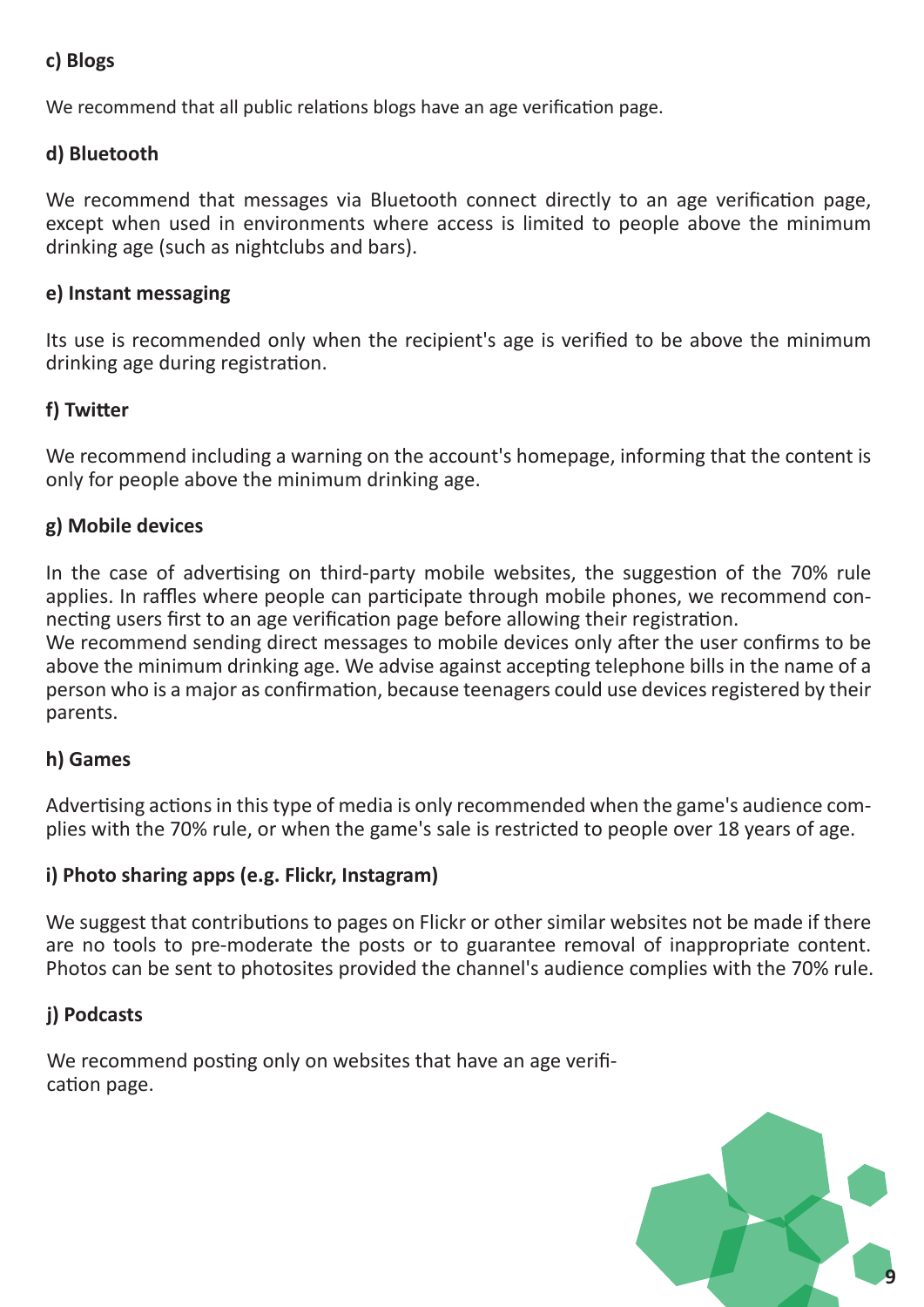#### c) Blogs

We recommend that all public relations blogs have an age verification page.

#### d) Bluetooth

We recommend that messages via Bluetooth connect directly to an age verification page, except when used in environments where access is limited to people above the minimum drinking age (such as nightclubs and bars).

#### e) Instant messaging

Its use is recommended only when the recipient's age is verified to be above the minimum drinking age during registration.

#### f) Twitter

We recommend including a warning on the account's homepage, informing that the content is only for people above the minimum drinking age.

#### g) Mobile devices

In the case of advertising on third-party mobile websites, the suggestion of the 70% rule applies. In raffles where people can participate through mobile phones, we recommend connecting users first to an age verification page before allowing their registration.
We recommend sending direct messages to mobile devices only after the user confirms to be above the minimum drinking age. We advise against accepting telephone bills in the name of a person who is a major as confirmation, because teenagers could use devices registered by their parents.

#### h) Games

Advertising actions in this type of media is only recommended when the game's audience complies with the 70% rule, or when the game's sale is restricted to people over 18 years of age.

#### i) Photo sharing apps (e.g. Flickr, Instagram)

We suggest that contributions to pages on Flickr or other similar websites not be made if there are no tools to pre-moderate the posts or to guarantee removal of inappropriate content. Photos can be sent to photosites provided the channel's audience complies with the 70% rule.

#### j) Podcasts

We recommend posting only on websites that have an age verification page.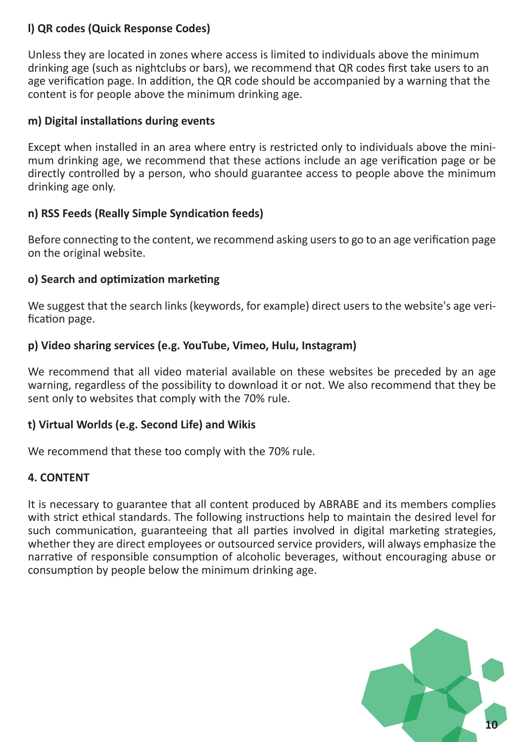**l) QR codes (Quick Response Codes)**

Unless they are located in zones where access is limited to individuals above the minimum drinking age (such as nightclubs or bars), we recommend that QR codes first take users to an age verification page. In addition, the QR code should be accompanied by a warning that the content is for people above the minimum drinking age.

**m) Digital installations during events**

Except when installed in an area where entry is restricted only to individuals above the minimum drinking age, we recommend that these actions include an age verification page or be directly controlled by a person, who should guarantee access to people above the minimum drinking age only.

**n) RSS Feeds (Really Simple Syndication feeds)**

Before connecting to the content, we recommend asking users to go to an age verification page on the original website.

**o) Search and optimization marketing**

We suggest that the search links (keywords, for example) direct users to the website's age verification page.

**p) Video sharing services (e.g. YouTube, Vimeo, Hulu, Instagram)**

We recommend that all video material available on these websites be preceded by an age warning, regardless of the possibility to download it or not. We also recommend that they be sent only to websites that comply with the 70% rule.

**t) Virtual Worlds (e.g. Second Life) and Wikis**

We recommend that these too comply with the 70% rule.

## 4. CONTENT

It is necessary to guarantee that all content produced by ABRABE and its members complies with strict ethical standards. The following instructions help to maintain the desired level for such communication, guaranteeing that all parties involved in digital marketing strategies, whether they are direct employees or outsourced service providers, will always emphasize the narrative of responsible consumption of alcoholic beverages, without encouraging abuse or consumption by people below the minimum drinking age.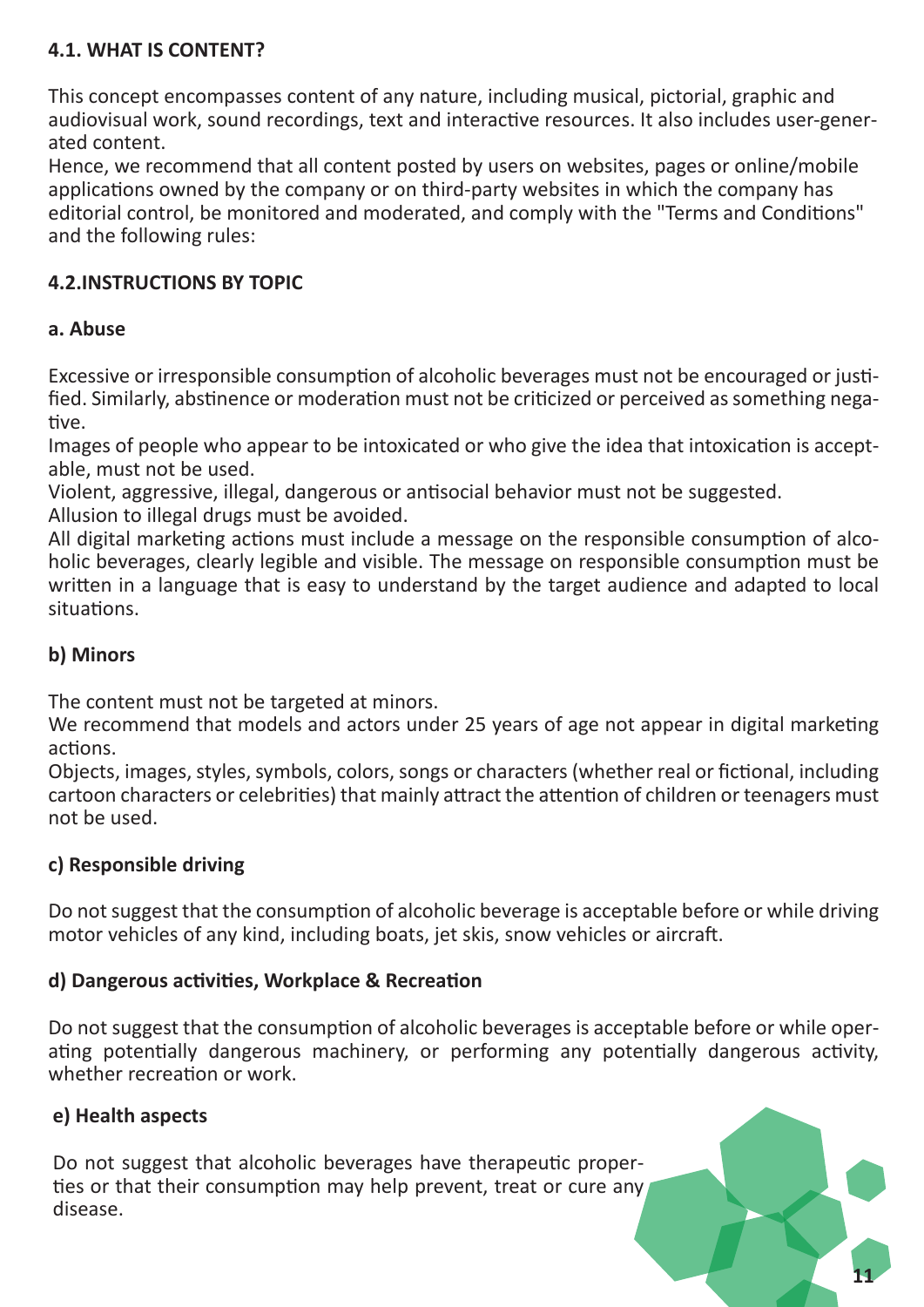### 4.1. WHAT IS CONTENT?

This concept encompasses content of any nature, including musical, pictorial, graphic and audiovisual work, sound recordings, text and interactive resources. It also includes user-generated content.

Hence, we recommend that all content posted by users on websites, pages or online/mobile applications owned by the company or on third-party websites in which the company has editorial control, be monitored and moderated, and comply with the "Terms and Conditions" and the following rules:

### 4.2.INSTRUCTIONS BY TOPIC

#### a. Abuse

Excessive or irresponsible consumption of alcoholic beverages must not be encouraged or justified. Similarly, abstinence or moderation must not be criticized or perceived as something negative.

Images of people who appear to be intoxicated or who give the idea that intoxication is acceptable, must not be used.

Violent, aggressive, illegal, dangerous or antisocial behavior must not be suggested.

Allusion to illegal drugs must be avoided.

All digital marketing actions must include a message on the responsible consumption of alcoholic beverages, clearly legible and visible. The message on responsible consumption must be written in a language that is easy to understand by the target audience and adapted to local situations.

#### b) Minors

The content must not be targeted at minors.

We recommend that models and actors under 25 years of age not appear in digital marketing actions.

Objects, images, styles, symbols, colors, songs or characters (whether real or fictional, including cartoon characters or celebrities) that mainly attract the attention of children or teenagers must not be used.

#### c) Responsible driving

Do not suggest that the consumption of alcoholic beverage is acceptable before or while driving motor vehicles of any kind, including boats, jet skis, snow vehicles or aircraft.

#### d) Dangerous activities, Workplace & Recreation

Do not suggest that the consumption of alcoholic beverages is acceptable before or while operating potentially dangerous machinery, or performing any potentially dangerous activity, whether recreation or work.

#### e) Health aspects

Do not suggest that alcoholic beverages have therapeutic properties or that their consumption may help prevent, treat or cure any disease.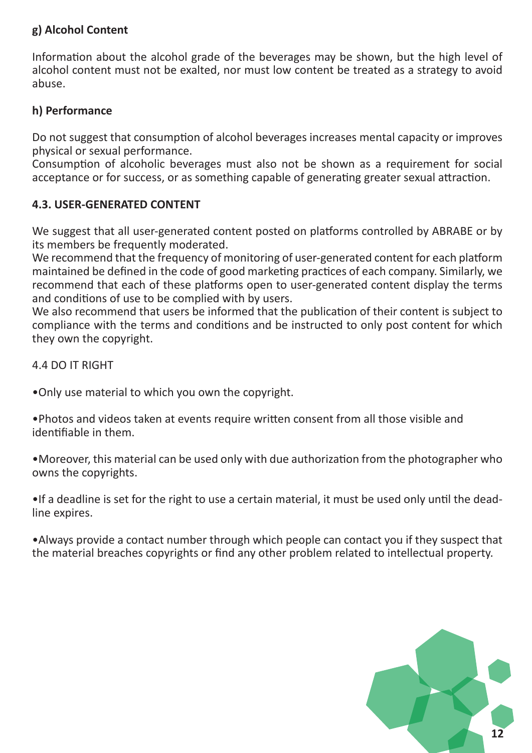**g) Alcohol Content**

Information about the alcohol grade of the beverages may be shown, but the high level of alcohol content must not be exalted, nor must low content be treated as a strategy to avoid abuse.

**h) Performance**

Do not suggest that consumption of alcohol beverages increases mental capacity or improves physical or sexual performance.
Consumption of alcoholic beverages must also not be shown as a requirement for social acceptance or for success, or as something capable of generating greater sexual attraction.

### 4.3. USER-GENERATED CONTENT

We suggest that all user-generated content posted on platforms controlled by ABRABE or by its members be frequently moderated.
We recommend that the frequency of monitoring of user-generated content for each platform maintained be defined in the code of good marketing practices of each company. Similarly, we recommend that each of these platforms open to user-generated content display the terms and conditions of use to be complied with by users.
We also recommend that users be informed that the publication of their content is subject to compliance with the terms and conditions and be instructed to only post content for which they own the copyright.

4.4 DO IT RIGHT

- Only use material to which you own the copyright.

- Photos and videos taken at events require written consent from all those visible and identifiable in them.

- Moreover, this material can be used only with due authorization from the photographer who owns the copyrights.

- If a deadline is set for the right to use a certain material, it must be used only until the deadline expires.

- Always provide a contact number through which people can contact you if they suspect that the material breaches copyrights or find any other problem related to intellectual property.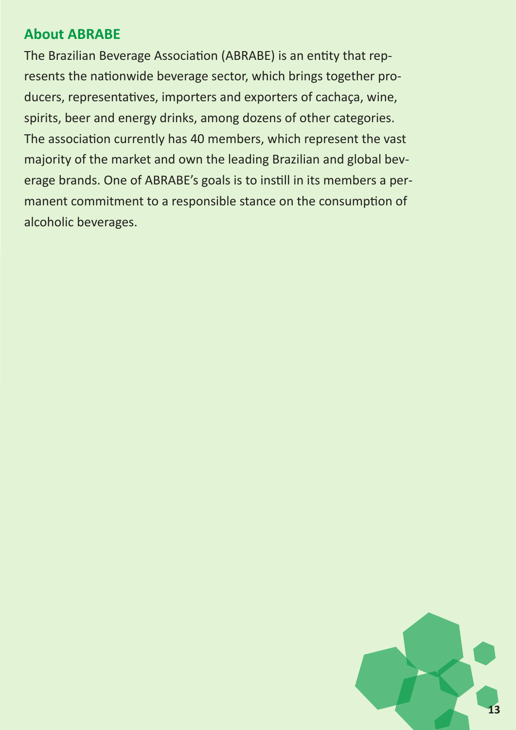## About ABRABE

The Brazilian Beverage Association (ABRABE) is an entity that represents the nationwide beverage sector, which brings together producers, representatives, importers and exporters of cachaça, wine, spirits, beer and energy drinks, among dozens of other categories. The association currently has 40 members, which represent the vast majority of the market and own the leading Brazilian and global beverage brands. One of ABRABE's goals is to instill in its members a permanent commitment to a responsible stance on the consumption of alcoholic beverages.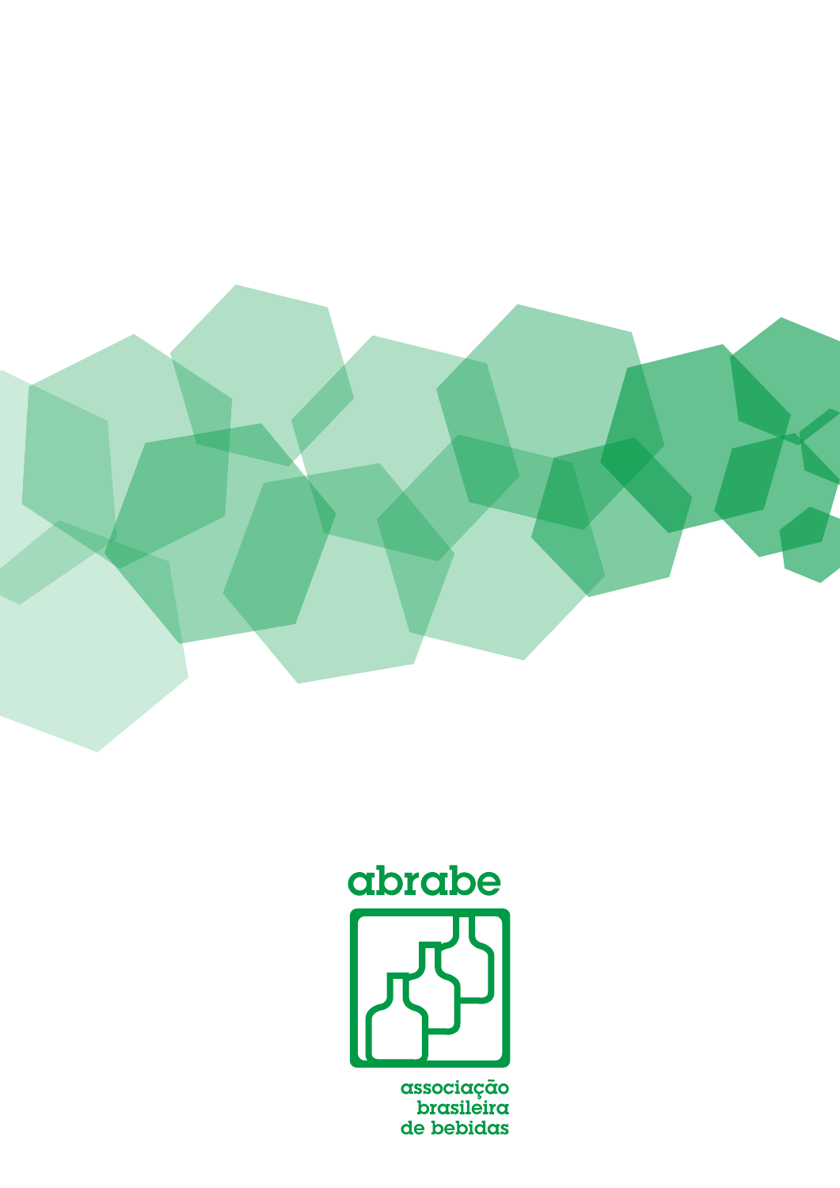abrabe

associação
brasileira
de bebidas